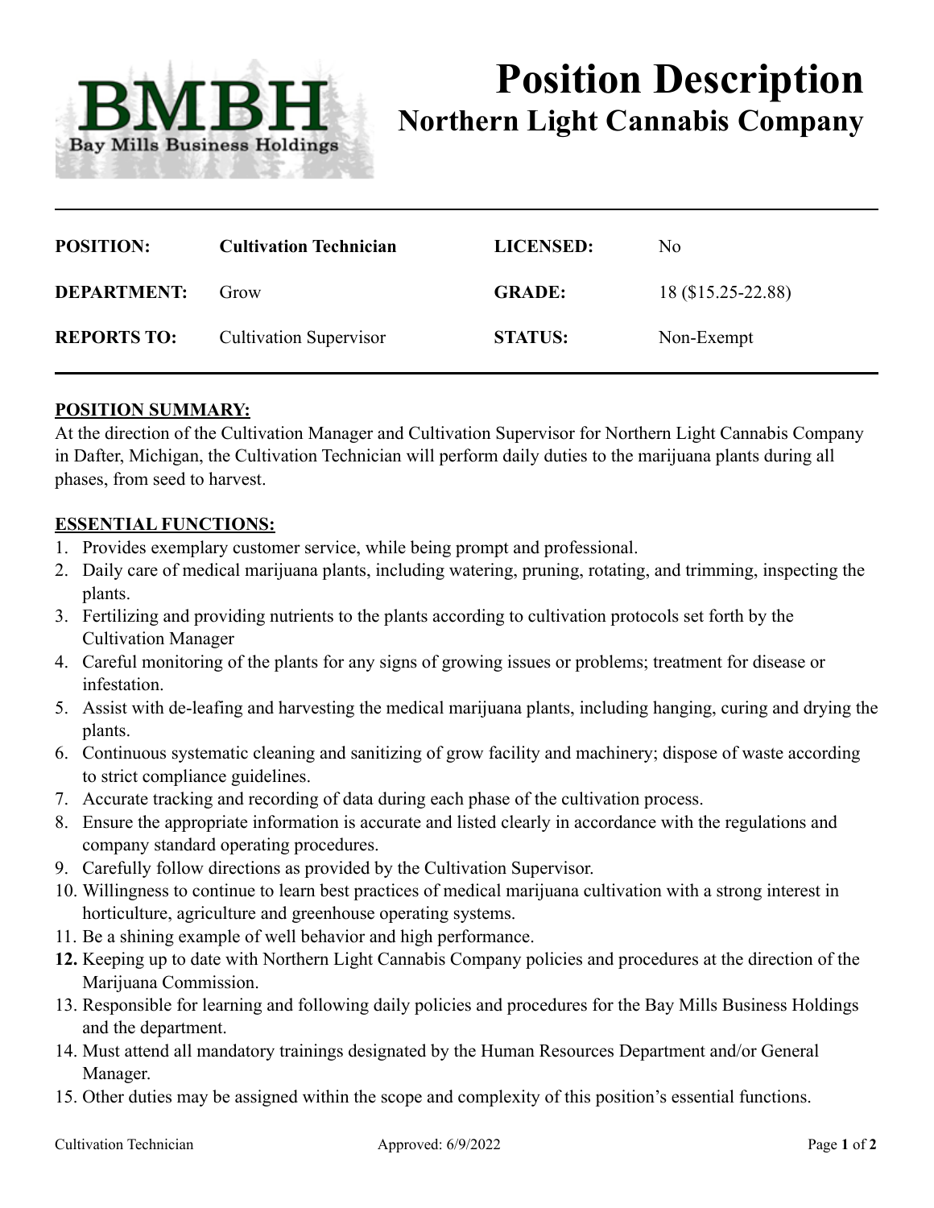BMBH
Bay Mills Business Holdings

# Position Description
## Northern Light Cannabis Company

| | | | |
|---|---|---|---|
| **POSITION:** | **Cultivation Technician** | **LICENSED:** | No |
| **DEPARTMENT:** | Grow | **GRADE:** | 18 ($15.25-22.88) |
| **REPORTS TO:** | Cultivation Supervisor | **STATUS:** | Non-Exempt |

**POSITION SUMMARY:**

At the direction of the Cultivation Manager and Cultivation Supervisor for Northern Light Cannabis Company in Dafter, Michigan, the Cultivation Technician will perform daily duties to the marijuana plants during all phases, from seed to harvest.

**ESSENTIAL FUNCTIONS:**

1. Provides exemplary customer service, while being prompt and professional.
2. Daily care of medical marijuana plants, including watering, pruning, rotating, and trimming, inspecting the plants.
3. Fertilizing and providing nutrients to the plants according to cultivation protocols set forth by the Cultivation Manager
4. Careful monitoring of the plants for any signs of growing issues or problems; treatment for disease or infestation.
5. Assist with de-leafing and harvesting the medical marijuana plants, including hanging, curing and drying the plants.
6. Continuous systematic cleaning and sanitizing of grow facility and machinery; dispose of waste according to strict compliance guidelines.
7. Accurate tracking and recording of data during each phase of the cultivation process.
8. Ensure the appropriate information is accurate and listed clearly in accordance with the regulations and company standard operating procedures.
9. Carefully follow directions as provided by the Cultivation Supervisor.
10. Willingness to continue to learn best practices of medical marijuana cultivation with a strong interest in horticulture, agriculture and greenhouse operating systems.
11. Be a shining example of well behavior and high performance.
12. Keeping up to date with Northern Light Cannabis Company policies and procedures at the direction of the Marijuana Commission.
13. Responsible for learning and following daily policies and procedures for the Bay Mills Business Holdings and the department.
14. Must attend all mandatory trainings designated by the Human Resources Department and/or General Manager.
15. Other duties may be assigned within the scope and complexity of this position's essential functions.

Cultivation Technician — Approved: 6/9/2022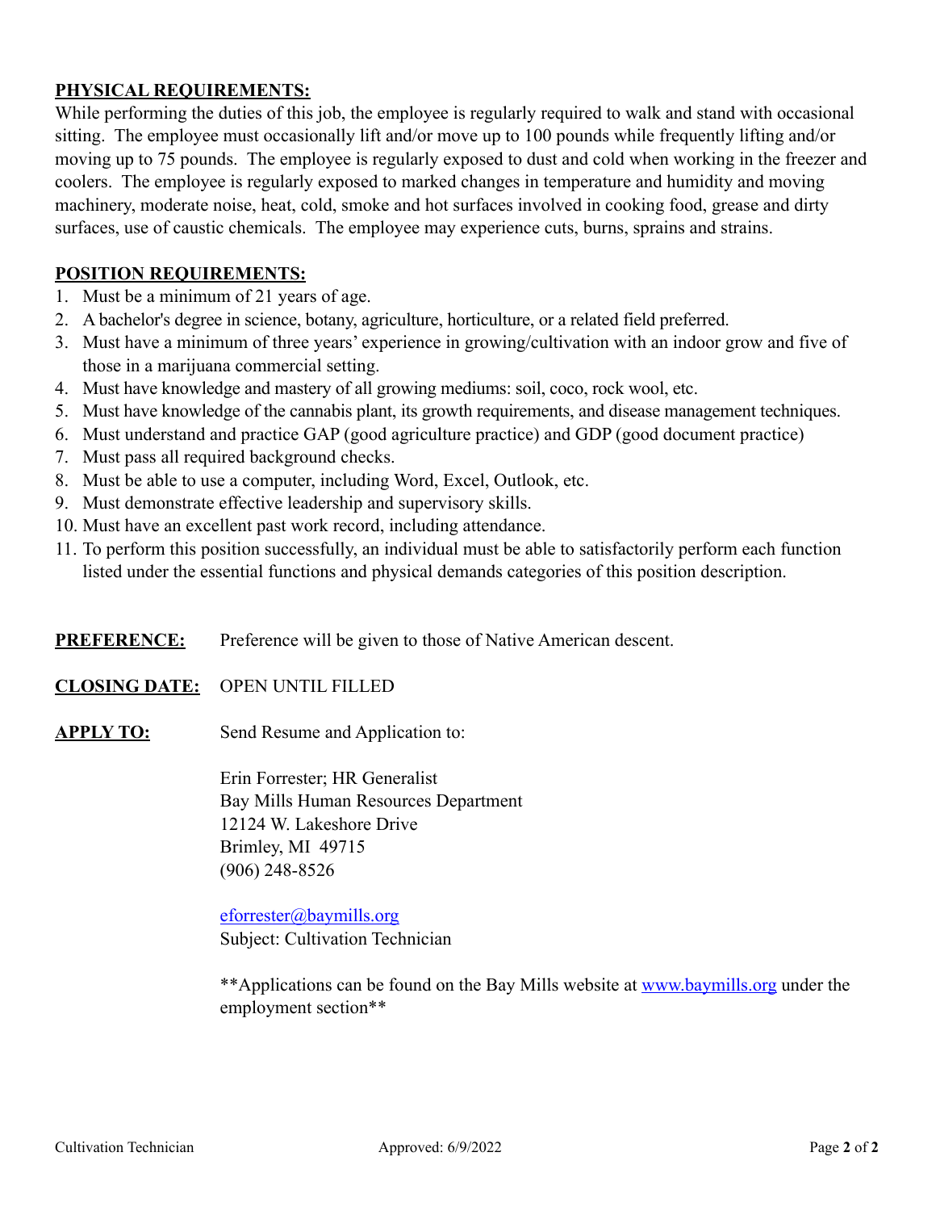## PHYSICAL REQUIREMENTS:

While performing the duties of this job, the employee is regularly required to walk and stand with occasional sitting. The employee must occasionally lift and/or move up to 100 pounds while frequently lifting and/or moving up to 75 pounds. The employee is regularly exposed to dust and cold when working in the freezer and coolers. The employee is regularly exposed to marked changes in temperature and humidity and moving machinery, moderate noise, heat, cold, smoke and hot surfaces involved in cooking food, grease and dirty surfaces, use of caustic chemicals. The employee may experience cuts, burns, sprains and strains.

## POSITION REQUIREMENTS:

1. Must be a minimum of 21 years of age.
2. A bachelor's degree in science, botany, agriculture, horticulture, or a related field preferred.
3. Must have a minimum of three years' experience in growing/cultivation with an indoor grow and five of those in a marijuana commercial setting.
4. Must have knowledge and mastery of all growing mediums: soil, coco, rock wool, etc.
5. Must have knowledge of the cannabis plant, its growth requirements, and disease management techniques.
6. Must understand and practice GAP (good agriculture practice) and GDP (good document practice)
7. Must pass all required background checks.
8. Must be able to use a computer, including Word, Excel, Outlook, etc.
9. Must demonstrate effective leadership and supervisory skills.
10. Must have an excellent past work record, including attendance.
11. To perform this position successfully, an individual must be able to satisfactorily perform each function listed under the essential functions and physical demands categories of this position description.

**PREFERENCE:** Preference will be given to those of Native American descent.

**CLOSING DATE:** OPEN UNTIL FILLED

**APPLY TO:** Send Resume and Application to:

Erin Forrester; HR Generalist
Bay Mills Human Resources Department
12124 W. Lakeshore Drive
Brimley, MI 49715
(906) 248-8526

eforrester@baymills.org
Subject: Cultivation Technician

**Applications can be found on the Bay Mills website at www.baymills.org under the employment section**

Cultivation Technician Approved: 6/9/2022